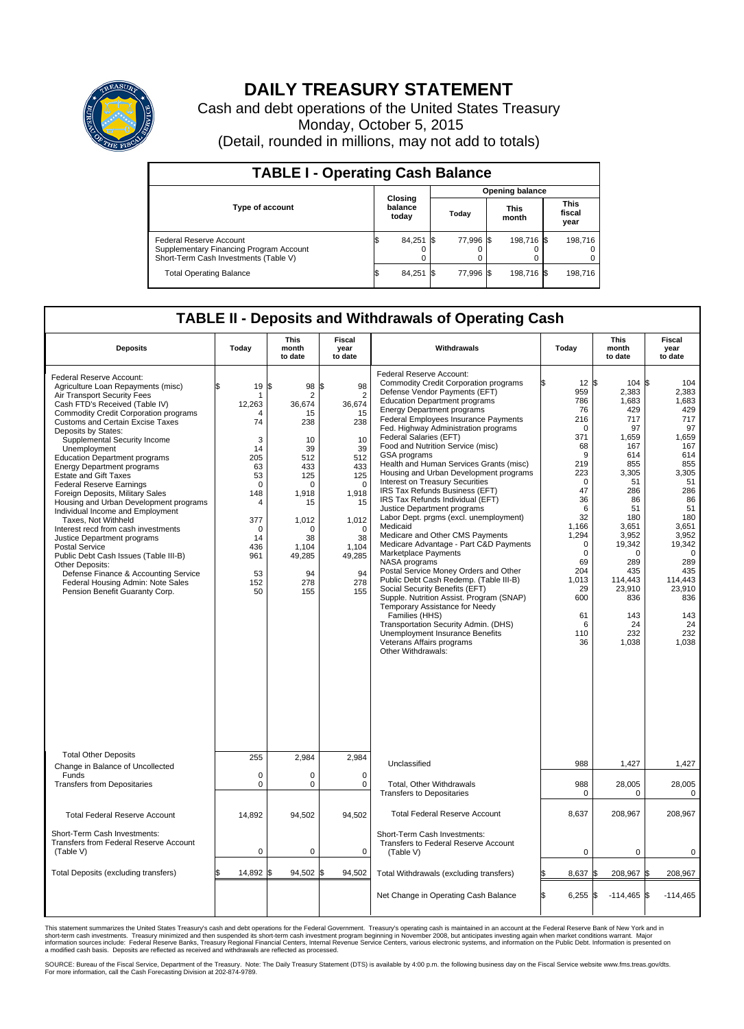# DAILY TREASURY STATEMENT

Cash and debt operations of the United States Treasury

Monday, October 5, 2015

(Detail, rounded in millions, may not add to totals)

## TABLE I - Operating Cash Balance

| Type of account | Closing balance today | Opening balance Today | Opening balance This month | Opening balance This fiscal year |
|---|---|---|---|---|
| Federal Reserve Account | $ 84,251 | $ 77,996 | $ 198,716 | $ 198,716 |
| Supplementary Financing Program Account | 0 | 0 | 0 | 0 |
| Short-Term Cash Investments (Table V) | 0 | 0 | 0 | 0 |
| Total Operating Balance | $ 84,251 | $ 77,996 | $ 198,716 | $ 198,716 |

## TABLE II - Deposits and Withdrawals of Operating Cash

| Deposits | Today | This month to date | Fiscal year to date | Withdrawals | Today | This month to date | Fiscal year to date |
|---|---|---|---|---|---|---|---|
| Federal Reserve Account: | | | | Federal Reserve Account: | | | |
| Agriculture Loan Repayments (misc) | $ 19 | $ 98 | $ 98 | Commodity Credit Corporation programs | $ 12 | $ 104 | $ 104 |
| Air Transport Security Fees | 1 | 2 | 2 | Defense Vendor Payments (EFT) | 959 | 2,383 | 2,383 |
| Cash FTD's Received (Table IV) | 12,263 | 36,674 | 36,674 | Education Department programs | 786 | 1,683 | 1,683 |
| Commodity Credit Corporation programs | 4 | 15 | 15 | Energy Department programs | 76 | 429 | 429 |
| Customs and Certain Excise Taxes | 74 | 238 | 238 | Federal Employees Insurance Payments | 216 | 717 | 717 |
| Deposits by States: | | | | Fed. Highway Administration programs | 0 | 97 | 97 |
| Supplemental Security Income | 3 | 10 | 10 | Federal Salaries (EFT) | 371 | 1,659 | 1,659 |
| Unemployment | 14 | 39 | 39 | Food and Nutrition Service (misc) | 68 | 167 | 167 |
| Education Department programs | 205 | 512 | 512 | GSA programs | 9 | 614 | 614 |
| Energy Department programs | 63 | 433 | 433 | Health and Human Services Grants (misc) | 219 | 855 | 855 |
| Estate and Gift Taxes | 53 | 125 | 125 | Housing and Urban Development programs | 223 | 3,305 | 3,305 |
| Federal Reserve Earnings | 0 | 0 | 0 | Interest on Treasury Securities | 0 | 51 | 51 |
| Foreign Deposits, Military Sales | 148 | 1,918 | 1,918 | IRS Tax Refunds Business (EFT) | 47 | 286 | 286 |
| Housing and Urban Development programs | 4 | 15 | 15 | IRS Tax Refunds Individual (EFT) | 36 | 86 | 86 |
| Individual Income and Employment Taxes, Not Withheld | 377 | 1,012 | 1,012 | Justice Department programs | 6 | 51 | 51 |
| Interest recd from cash investments | 0 | 0 | 0 | Labor Dept. prgms (excl. unemployment) | 32 | 180 | 180 |
| Justice Department programs | 14 | 38 | 38 | Medicaid | 1,166 | 3,651 | 3,651 |
| Postal Service | 436 | 1,104 | 1,104 | Medicare and Other CMS Payments | 1,294 | 3,952 | 3,952 |
| Public Debt Cash Issues (Table III-B) | 961 | 49,285 | 49,285 | Medicare Advantage - Part C&D Payments | 0 | 19,342 | 19,342 |
| Other Deposits: | | | | Marketplace Payments | 0 | 0 | 0 |
| Defense Finance & Accounting Service | 53 | 94 | 94 | NASA programs | 69 | 289 | 289 |
| Federal Housing Admin: Note Sales | 152 | 278 | 278 | Postal Service Money Orders and Other | 204 | 435 | 435 |
| Pension Benefit Guaranty Corp. | 50 | 155 | 155 | Public Debt Cash Redemp. (Table III-B) | 1,013 | 114,443 | 114,443 |
| | | | | Social Security Benefits (EFT) | 29 | 23,910 | 23,910 |
| | | | | Supple. Nutrition Assist. Program (SNAP) | 600 | 836 | 836 |
| | | | | Temporary Assistance for Needy Families (HHS) | 61 | 143 | 143 |
| | | | | Transportation Security Admin. (DHS) | 6 | 24 | 24 |
| | | | | Unemployment Insurance Benefits | 110 | 232 | 232 |
| | | | | Veterans Affairs programs | 36 | 1,038 | 1,038 |
| | | | | Other Withdrawals: | | | |
| Total Other Deposits | 255 | 2,984 | 2,984 | Unclassified | 988 | 1,427 | 1,427 |
| Change in Balance of Uncollected Funds | 0 | 0 | 0 | | | | |
| Transfers from Depositaries | 0 | 0 | 0 | Total, Other Withdrawals | 988 | 28,005 | 28,005 |
| | | | | Transfers to Depositaries | 0 | 0 | 0 |
| Total Federal Reserve Account | 14,892 | 94,502 | 94,502 | Total Federal Reserve Account | 8,637 | 208,967 | 208,967 |
| Short-Term Cash Investments: Transfers from Federal Reserve Account (Table V) | 0 | 0 | 0 | Short-Term Cash Investments: Transfers to Federal Reserve Account (Table V) | 0 | 0 | 0 |
| Total Deposits (excluding transfers) | $ 14,892 | $ 94,502 | $ 94,502 | Total Withdrawals (excluding transfers) | $ 8,637 | $ 208,967 | $ 208,967 |
| | | | | Net Change in Operating Cash Balance | $ 6,255 | $ -114,465 | $ -114,465 |

This statement summarizes the United States Treasury's cash and debt operations for the Federal Government. Treasury's operating cash is maintained in an account at the Federal Reserve Bank of New York and in short-term cash investments. Treasury minimized and then suspended its short-term cash investment program beginning in November 2008, but anticipates investing again when market conditions warrant. Major information sources include: Federal Reserve Banks, Treasury Regional Financial Centers, Internal Revenue Service Centers, various electronic systems, and information on the Public Debt. Information is presented on a modified cash basis. Deposits are reflected as received and withdrawals are reflected as processed.

SOURCE: Bureau of the Fiscal Service, Department of the Treasury. Note: The Daily Treasury Statement (DTS) is available by 4:00 p.m. the following business day on the Fiscal Service website www.fms.treas.gov/dts. For more information, call the Cash Forecasting Division at 202-874-9789.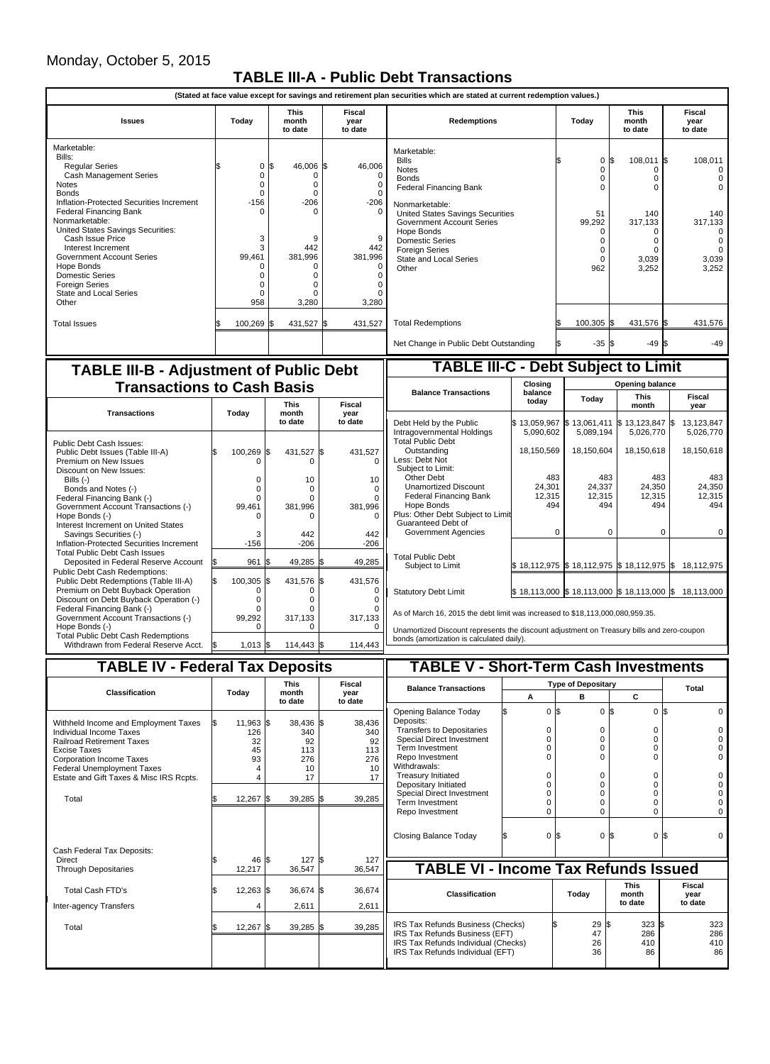Monday, October 5, 2015

# TABLE III-A - Public Debt Transactions

(Stated at face value except for savings and retirement plan securities which are stated at current redemption values.)

| Issues | Today | This month to date | Fiscal year to date |
|---|---|---|---|
| Marketable: | | | |
| Bills: | | | |
| Regular Series | $ 0 | $ 46,006 | $ 46,006 |
| Cash Management Series | 0 | 0 | 0 |
| Notes | 0 | 0 | 0 |
| Bonds | 0 | 0 | 0 |
| Inflation-Protected Securities Increment | -156 | -206 | -206 |
| Federal Financing Bank | 0 | 0 | 0 |
| Nonmarketable: | | | |
| United States Savings Securities: | | | |
| Cash Issue Price | 3 | 9 | 9 |
| Interest Increment | 3 | 442 | 442 |
| Government Account Series | 99,461 | 381,996 | 381,996 |
| Hope Bonds | 0 | 0 | 0 |
| Domestic Series | 0 | 0 | 0 |
| Foreign Series | 0 | 0 | 0 |
| State and Local Series | 0 | 0 | 0 |
| Other | 958 | 3,280 | 3,280 |
| Total Issues | $ 100,269 | $ 431,527 | $ 431,527 |

| Redemptions | Today | This month to date | Fiscal year to date |
|---|---|---|---|
| Marketable: | | | |
| Bills | $ 0 | $ 108,011 | $ 108,011 |
| Notes | 0 | 0 | 0 |
| Bonds | 0 | 0 | 0 |
| Federal Financing Bank | 0 | 0 | 0 |
| Nonmarketable: | | | |
| United States Savings Securities | 51 | 140 | 140 |
| Government Account Series | 99,292 | 317,133 | 317,133 |
| Hope Bonds | 0 | 0 | 0 |
| Domestic Series | 0 | 0 | 0 |
| Foreign Series | 0 | 0 | 0 |
| State and Local Series | 0 | 3,039 | 3,039 |
| Other | 962 | 3,252 | 3,252 |
| Total Redemptions | $ 100,305 | $ 431,576 | $ 431,576 |
| Net Change in Public Debt Outstanding | $ -35 | $ -49 | $ -49 |

# TABLE III-B - Adjustment of Public Debt Transactions to Cash Basis

| Transactions | Today | This month to date | Fiscal year to date |
|---|---|---|---|
| Public Debt Cash Issues: | | | |
| Public Debt Issues (Table III-A) | $ 100,269 | $ 431,527 | $ 431,527 |
| Premium on New Issues | 0 | 0 | 0 |
| Discount on New Issues: | | | |
| Bills (-) | 0 | 10 | 10 |
| Bonds and Notes (-) | 0 | 0 | 0 |
| Federal Financing Bank (-) | 0 | 0 | 0 |
| Government Account Transactions (-) | 99,461 | 381,996 | 381,996 |
| Hope Bonds (-) | 0 | 0 | 0 |
| Interest Increment on United States Savings Securities (-) | 3 | 442 | 442 |
| Inflation-Protected Securities Increment | -156 | -206 | -206 |
| Total Public Debt Cash Issues Deposited in Federal Reserve Account | $ 961 | $ 49,285 | $ 49,285 |
| Public Debt Cash Redemptions: | | | |
| Public Debt Redemptions (Table III-A) | $ 100,305 | $ 431,576 | $ 431,576 |
| Premium on Debt Buyback Operation | 0 | 0 | 0 |
| Discount on Debt Buyback Operation (-) | 0 | 0 | 0 |
| Federal Financing Bank (-) | 0 | 0 | 0 |
| Government Account Transactions (-) | 99,292 | 317,133 | 317,133 |
| Hope Bonds (-) | 0 | 0 | 0 |
| Total Public Debt Cash Redemptions Withdrawn from Federal Reserve Acct. | $ 1,013 | $ 114,443 | $ 114,443 |

# TABLE III-C - Debt Subject to Limit

| Balance Transactions | Closing balance today | Opening balance Today | Opening balance This month | Opening balance Fiscal year |
|---|---|---|---|---|
| Debt Held by the Public | $ 13,059,967 | $ 13,061,411 | $ 13,123,847 | $ 13,123,847 |
| Intragovernmental Holdings | 5,090,602 | 5,089,194 | 5,026,770 | 5,026,770 |
| Total Public Debt Outstanding | 18,150,569 | 18,150,604 | 18,150,618 | 18,150,618 |
| Less: Debt Not Subject to Limit: | | | | |
| Other Debt | 483 | 483 | 483 | 483 |
| Unamortized Discount | 24,301 | 24,337 | 24,350 | 24,350 |
| Federal Financing Bank | 12,315 | 12,315 | 12,315 | 12,315 |
| Hope Bonds | 494 | 494 | 494 | 494 |
| Plus: Other Debt Subject to Limit | | | | |
| Guaranteed Debt of Government Agencies | 0 | 0 | 0 | 0 |
| Total Public Debt Subject to Limit | $ 18,112,975 | $ 18,112,975 | $ 18,112,975 | $ 18,112,975 |
| Statutory Debt Limit | $ 18,113,000 | $ 18,113,000 | $ 18,113,000 | $ 18,113,000 |

As of March 16, 2015 the debt limit was increased to $18,113,000,080,959.35.

Unamortized Discount represents the discount adjustment on Treasury bills and zero-coupon bonds (amortization is calculated daily).

# TABLE IV - Federal Tax Deposits

| Classification | Today | This month to date | Fiscal year to date |
|---|---|---|---|
| Withheld Income and Employment Taxes | $ 11,963 | $ 38,436 | $ 38,436 |
| Individual Income Taxes | 126 | 340 | 340 |
| Railroad Retirement Taxes | 32 | 92 | 92 |
| Excise Taxes | 45 | 113 | 113 |
| Corporation Income Taxes | 93 | 276 | 276 |
| Federal Unemployment Taxes | 4 | 10 | 10 |
| Estate and Gift Taxes & Misc IRS Rcpts. | 4 | 17 | 17 |
| Total | $ 12,267 | $ 39,285 | $ 39,285 |
| Cash Federal Tax Deposits: | | | |
| Direct | $ 46 | $ 127 | $ 127 |
| Through Depositaries | 12,217 | 36,547 | 36,547 |
| Total Cash FTD's | $ 12,263 | $ 36,674 | $ 36,674 |
| Inter-agency Transfers | 4 | 2,611 | 2,611 |
| Total | $ 12,267 | $ 39,285 | $ 39,285 |

# TABLE V - Short-Term Cash Investments

| Balance Transactions | Type of Depositary A | Type of Depositary B | Type of Depositary C | Total |
|---|---|---|---|---|
| Opening Balance Today | $ 0 | $ 0 | $ 0 | $ 0 |
| Deposits: | | | | |
| Transfers to Depositaries | 0 | 0 | 0 | 0 |
| Special Direct Investment | 0 | 0 | 0 | 0 |
| Term Investment | 0 | 0 | 0 | 0 |
| Repo Investment | 0 | 0 | 0 | 0 |
| Withdrawals: | | | | |
| Treasury Initiated | 0 | 0 | 0 | 0 |
| Depositary Initiated | 0 | 0 | 0 | 0 |
| Special Direct Investment | 0 | 0 | 0 | 0 |
| Term Investment | 0 | 0 | 0 | 0 |
| Repo Investment | 0 | 0 | 0 | 0 |
| Closing Balance Today | $ 0 | $ 0 | $ 0 | $ 0 |

# TABLE VI - Income Tax Refunds Issued

| Classification | Today | This month to date | Fiscal year to date |
|---|---|---|---|
| IRS Tax Refunds Business (Checks) | $ 29 | $ 323 | $ 323 |
| IRS Tax Refunds Business (EFT) | 47 | 286 | 286 |
| IRS Tax Refunds Individual (Checks) | 26 | 410 | 410 |
| IRS Tax Refunds Individual (EFT) | 36 | 86 | 86 |